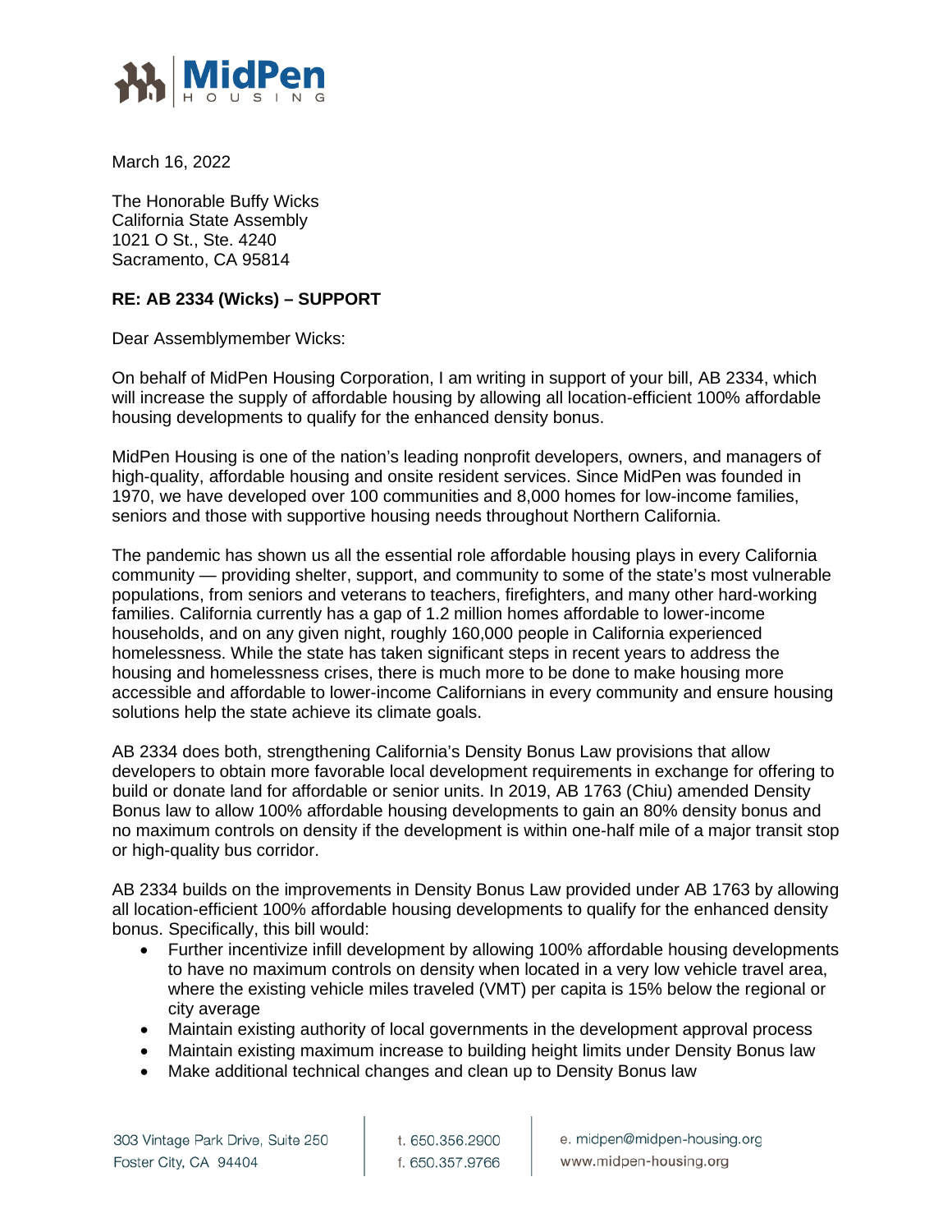March 16, 2022

The Honorable Buffy Wicks
California State Assembly
1021 O St., Ste. 4240
Sacramento, CA 95814

**RE: AB 2334 (Wicks) – SUPPORT**

Dear Assemblymember Wicks:

On behalf of MidPen Housing Corporation, I am writing in support of your bill, AB 2334, which will increase the supply of affordable housing by allowing all location-efficient 100% affordable housing developments to qualify for the enhanced density bonus.

MidPen Housing is one of the nation's leading nonprofit developers, owners, and managers of high-quality, affordable housing and onsite resident services. Since MidPen was founded in 1970, we have developed over 100 communities and 8,000 homes for low-income families, seniors and those with supportive housing needs throughout Northern California.

The pandemic has shown us all the essential role affordable housing plays in every California community — providing shelter, support, and community to some of the state's most vulnerable populations, from seniors and veterans to teachers, firefighters, and many other hard-working families. California currently has a gap of 1.2 million homes affordable to lower-income households, and on any given night, roughly 160,000 people in California experienced homelessness. While the state has taken significant steps in recent years to address the housing and homelessness crises, there is much more to be done to make housing more accessible and affordable to lower-income Californians in every community and ensure housing solutions help the state achieve its climate goals.

AB 2334 does both, strengthening California's Density Bonus Law provisions that allow developers to obtain more favorable local development requirements in exchange for offering to build or donate land for affordable or senior units. In 2019, AB 1763 (Chiu) amended Density Bonus law to allow 100% affordable housing developments to gain an 80% density bonus and no maximum controls on density if the development is within one-half mile of a major transit stop or high-quality bus corridor.

AB 2334 builds on the improvements in Density Bonus Law provided under AB 1763 by allowing all location-efficient 100% affordable housing developments to qualify for the enhanced density bonus. Specifically, this bill would:

- Further incentivize infill development by allowing 100% affordable housing developments to have no maximum controls on density when located in a very low vehicle travel area, where the existing vehicle miles traveled (VMT) per capita is 15% below the regional or city average
- Maintain existing authority of local governments in the development approval process
- Maintain existing maximum increase to building height limits under Density Bonus law
- Make additional technical changes and clean up to Density Bonus law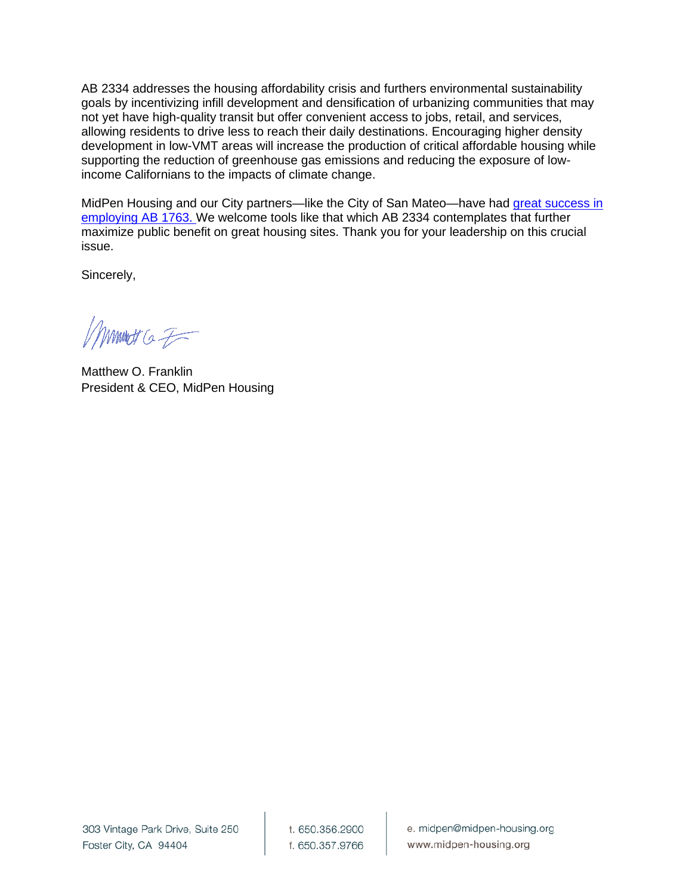AB 2334 addresses the housing affordability crisis and furthers environmental sustainability goals by incentivizing infill development and densification of urbanizing communities that may not yet have high-quality transit but offer convenient access to jobs, retail, and services, allowing residents to drive less to reach their daily destinations. Encouraging higher density development in low-VMT areas will increase the production of critical affordable housing while supporting the reduction of greenhouse gas emissions and reducing the exposure of low-income Californians to the impacts of climate change.

MidPen Housing and our City partners—like the City of San Mateo—have had great success in employing AB 1763. We welcome tools like that which AB 2334 contemplates that further maximize public benefit on great housing sites. Thank you for your leadership on this crucial issue.

Sincerely,

Matthew O. Franklin
President & CEO, MidPen Housing

303 Vintage Park Drive, Suite 250
Foster City, CA 94404

t. 650.356.2900
f. 650.357.9766

e. midpen@midpen-housing.org
www.midpen-housing.org